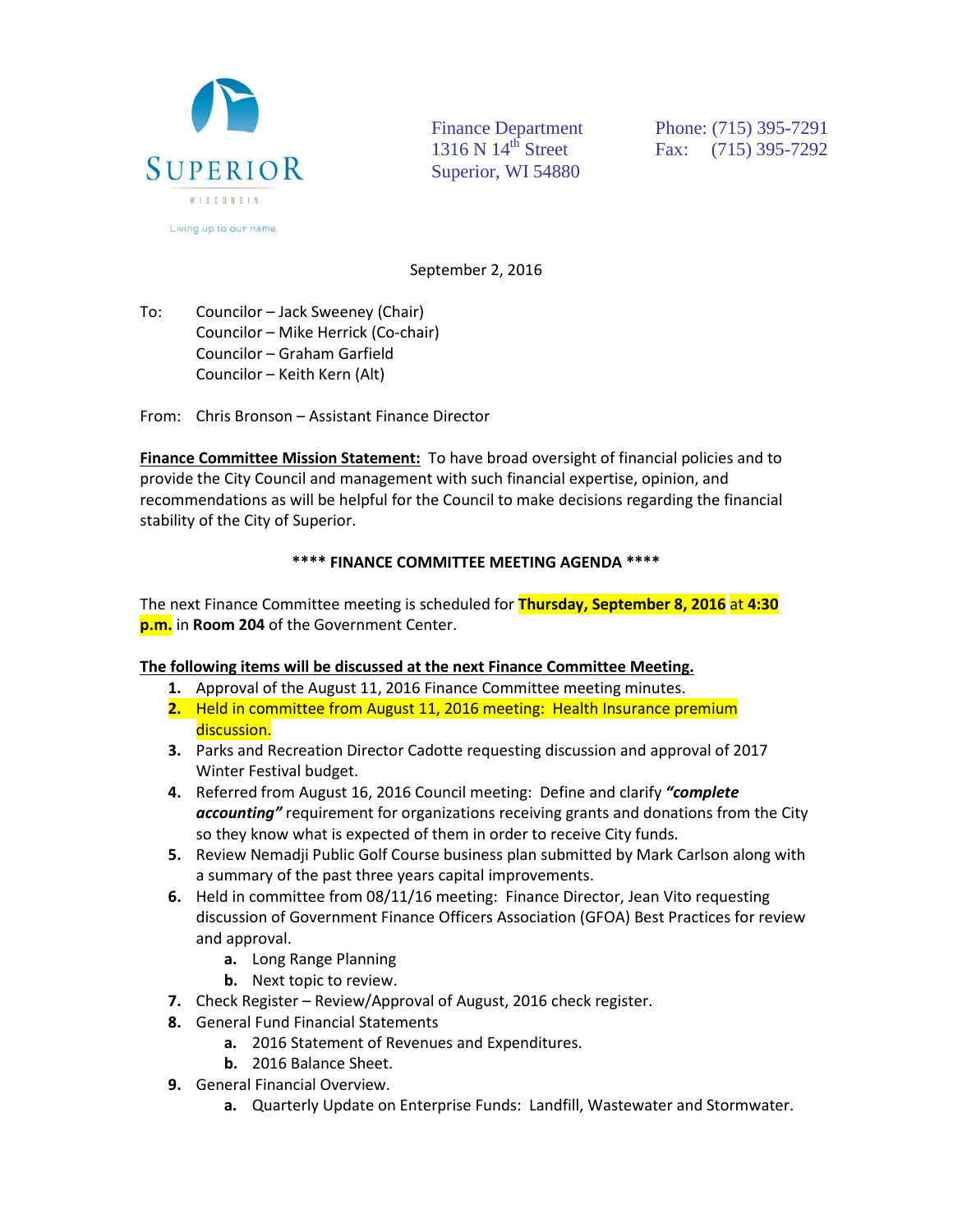SUPERIOR

WISCONSIN

Living up to our name.

Finance Department
1316 N 14th Street
Superior, WI 54880

Phone: (715) 395-7291
Fax: (715) 395-7292

September 2, 2016

To: Councilor – Jack Sweeney (Chair)
Councilor – Mike Herrick (Co-chair)
Councilor – Graham Garfield
Councilor – Keith Kern (Alt)

From: Chris Bronson – Assistant Finance Director

**Finance Committee Mission Statement:** To have broad oversight of financial policies and to provide the City Council and management with such financial expertise, opinion, and recommendations as will be helpful for the Council to make decisions regarding the financial stability of the City of Superior.

**\*\*\*\* FINANCE COMMITTEE MEETING AGENDA \*\*\*\***

The next Finance Committee meeting is scheduled for **Thursday, September 8, 2016** at **4:30 p.m.** in **Room 204** of the Government Center.

**The following items will be discussed at the next Finance Committee Meeting.**

1. Approval of the August 11, 2016 Finance Committee meeting minutes.
2. Held in committee from August 11, 2016 meeting: Health Insurance premium discussion.
3. Parks and Recreation Director Cadotte requesting discussion and approval of 2017 Winter Festival budget.
4. Referred from August 16, 2016 Council meeting: Define and clarify ***"complete accounting"*** requirement for organizations receiving grants and donations from the City so they know what is expected of them in order to receive City funds.
5. Review Nemadji Public Golf Course business plan submitted by Mark Carlson along with a summary of the past three years capital improvements.
6. Held in committee from 08/11/16 meeting: Finance Director, Jean Vito requesting discussion of Government Finance Officers Association (GFOA) Best Practices for review and approval.
   a. Long Range Planning
   b. Next topic to review.
7. Check Register – Review/Approval of August, 2016 check register.
8. General Fund Financial Statements
   a. 2016 Statement of Revenues and Expenditures.
   b. 2016 Balance Sheet.
9. General Financial Overview.
   a. Quarterly Update on Enterprise Funds: Landfill, Wastewater and Stormwater.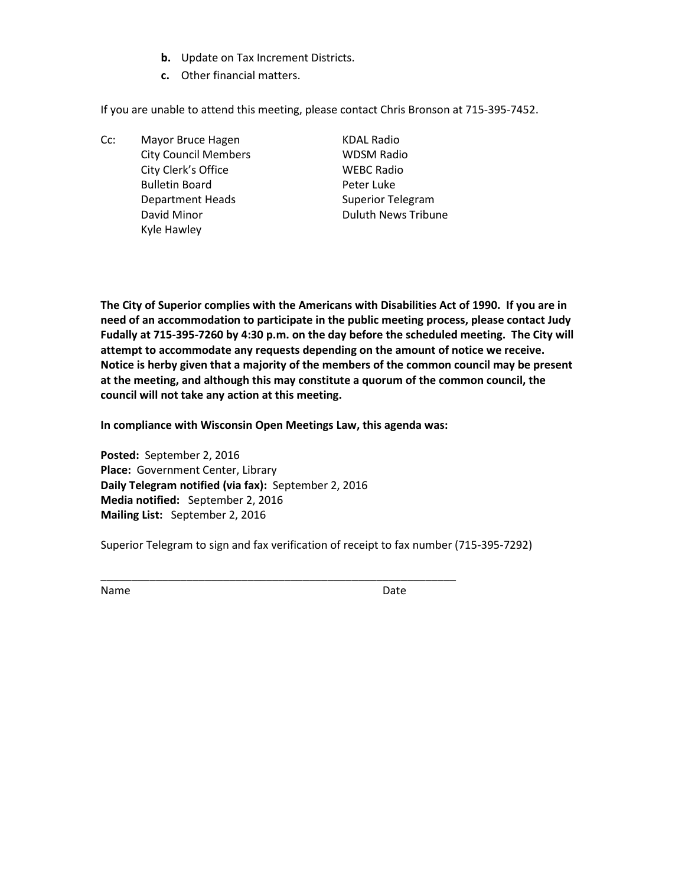b. Update on Tax Increment Districts.
c. Other financial matters.

If you are unable to attend this meeting, please contact Chris Bronson at 715-395-7452.

| | | |
|---|---|---|
| Cc: | Mayor Bruce Hagen | KDAL Radio |
| | City Council Members | WDSM Radio |
| | City Clerk's Office | WEBC Radio |
| | Bulletin Board | Peter Luke |
| | Department Heads | Superior Telegram |
| | David Minor | Duluth News Tribune |
| | Kyle Hawley | |

**The City of Superior complies with the Americans with Disabilities Act of 1990. If you are in need of an accommodation to participate in the public meeting process, please contact Judy Fudally at 715-395-7260 by 4:30 p.m. on the day before the scheduled meeting. The City will attempt to accommodate any requests depending on the amount of notice we receive. Notice is herby given that a majority of the members of the common council may be present at the meeting, and although this may constitute a quorum of the common council, the council will not take any action at this meeting.**

**In compliance with Wisconsin Open Meetings Law, this agenda was:**

**Posted:** September 2, 2016
**Place:** Government Center, Library
**Daily Telegram notified (via fax):** September 2, 2016
**Media notified:** September 2, 2016
**Mailing List:** September 2, 2016

Superior Telegram to sign and fax verification of receipt to fax number (715-395-7292)

_____________________________________________________________

Name Date